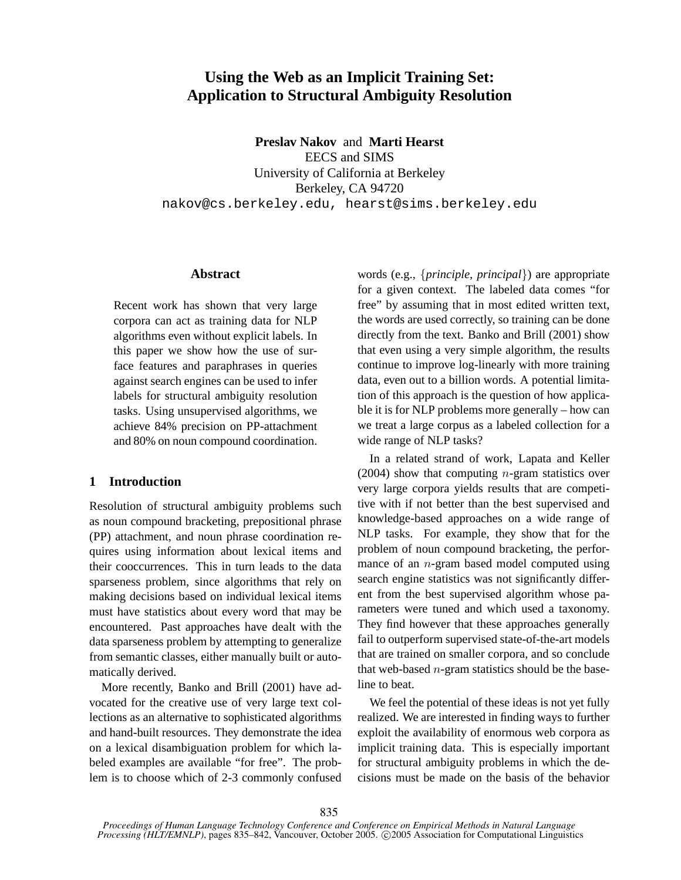# Using the Web as an Implicit Training Set: Application to Structural Ambiguity Resolution

**Preslav Nakov** and **Marti Hearst**
EECS and SIMS
University of California at Berkeley
Berkeley, CA 94720
nakov@cs.berkeley.edu, hearst@sims.berkeley.edu

## Abstract

Recent work has shown that very large corpora can act as training data for NLP algorithms even without explicit labels. In this paper we show how the use of surface features and paraphrases in queries against search engines can be used to infer labels for structural ambiguity resolution tasks. Using unsupervised algorithms, we achieve 84% precision on PP-attachment and 80% on noun compound coordination.

## 1 Introduction

Resolution of structural ambiguity problems such as noun compound bracketing, prepositional phrase (PP) attachment, and noun phrase coordination requires using information about lexical items and their cooccurrences. This in turn leads to the data sparseness problem, since algorithms that rely on making decisions based on individual lexical items must have statistics about every word that may be encountered. Past approaches have dealt with the data sparseness problem by attempting to generalize from semantic classes, either manually built or automatically derived.

More recently, Banko and Brill (2001) have advocated for the creative use of very large text collections as an alternative to sophisticated algorithms and hand-built resources. They demonstrate the idea on a lexical disambiguation problem for which labeled examples are available "for free". The problem is to choose which of 2-3 commonly confused words (e.g., {*principle, principal*}) are appropriate for a given context. The labeled data comes "for free" by assuming that in most edited written text, the words are used correctly, so training can be done directly from the text. Banko and Brill (2001) show that even using a very simple algorithm, the results continue to improve log-linearly with more training data, even out to a billion words. A potential limitation of this approach is the question of how applicable it is for NLP problems more generally – how can we treat a large corpus as a labeled collection for a wide range of NLP tasks?

In a related strand of work, Lapata and Keller (2004) show that computing $n$-gram statistics over very large corpora yields results that are competitive with if not better than the best supervised and knowledge-based approaches on a wide range of NLP tasks. For example, they show that for the problem of noun compound bracketing, the performance of an $n$-gram based model computed using search engine statistics was not significantly different from the best supervised algorithm whose parameters were tuned and which used a taxonomy. They find however that these approaches generally fail to outperform supervised state-of-the-art models that are trained on smaller corpora, and so conclude that web-based $n$-gram statistics should be the baseline to beat.

We feel the potential of these ideas is not yet fully realized. We are interested in finding ways to further exploit the availability of enormous web corpora as implicit training data. This is especially important for structural ambiguity problems in which the decisions must be made on the basis of the behavior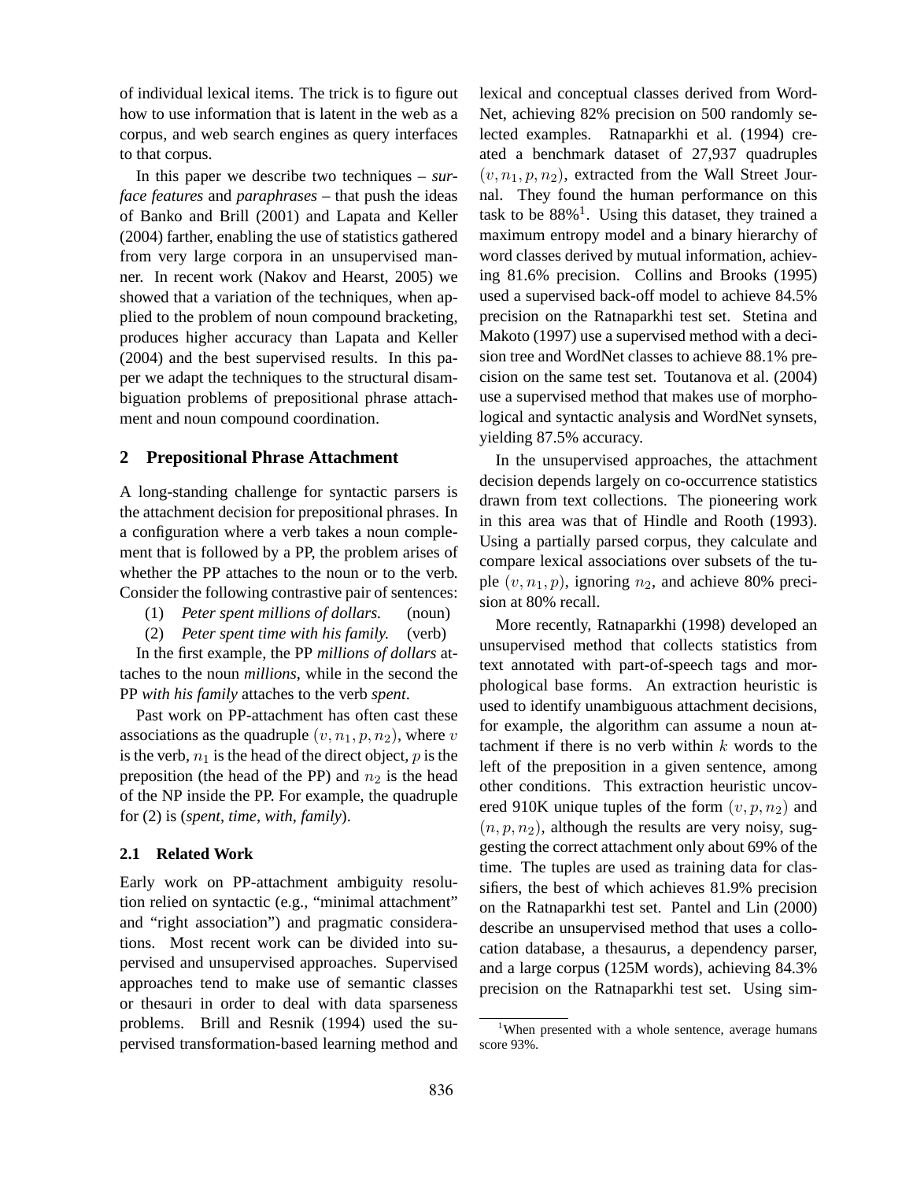of individual lexical items. The trick is to figure out how to use information that is latent in the web as a corpus, and web search engines as query interfaces to that corpus.

In this paper we describe two techniques – *surface features* and *paraphrases* – that push the ideas of Banko and Brill (2001) and Lapata and Keller (2004) farther, enabling the use of statistics gathered from very large corpora in an unsupervised manner. In recent work (Nakov and Hearst, 2005) we showed that a variation of the techniques, when applied to the problem of noun compound bracketing, produces higher accuracy than Lapata and Keller (2004) and the best supervised results. In this paper we adapt the techniques to the structural disambiguation problems of prepositional phrase attachment and noun compound coordination.

## 2 Prepositional Phrase Attachment

A long-standing challenge for syntactic parsers is the attachment decision for prepositional phrases. In a configuration where a verb takes a noun complement that is followed by a PP, the problem arises of whether the PP attaches to the noun or to the verb. Consider the following contrastive pair of sentences:

(1) *Peter spent millions of dollars.* (noun)

(2) *Peter spent time with his family.* (verb)

In the first example, the PP *millions of dollars* attaches to the noun *millions*, while in the second the PP *with his family* attaches to the verb *spent*.

Past work on PP-attachment has often cast these associations as the quadruple $(v, n_1, p, n_2)$, where $v$ is the verb, $n_1$ is the head of the direct object, $p$ is the preposition (the head of the PP) and $n_2$ is the head of the NP inside the PP. For example, the quadruple for (2) is (*spent*, *time*, *with*, *family*).

### 2.1 Related Work

Early work on PP-attachment ambiguity resolution relied on syntactic (e.g., "minimal attachment" and "right association") and pragmatic considerations. Most recent work can be divided into supervised and unsupervised approaches. Supervised approaches tend to make use of semantic classes or thesauri in order to deal with data sparseness problems. Brill and Resnik (1994) used the supervised transformation-based learning method and lexical and conceptual classes derived from WordNet, achieving 82% precision on 500 randomly selected examples. Ratnaparkhi et al. (1994) created a benchmark dataset of 27,937 quadruples $(v, n_1, p, n_2)$, extracted from the Wall Street Journal. They found the human performance on this task to be 88%[1]. Using this dataset, they trained a maximum entropy model and a binary hierarchy of word classes derived by mutual information, achieving 81.6% precision. Collins and Brooks (1995) used a supervised back-off model to achieve 84.5% precision on the Ratnaparkhi test set. Stetina and Makoto (1997) use a supervised method with a decision tree and WordNet classes to achieve 88.1% precision on the same test set. Toutanova et al. (2004) use a supervised method that makes use of morphological and syntactic analysis and WordNet synsets, yielding 87.5% accuracy.

In the unsupervised approaches, the attachment decision depends largely on co-occurrence statistics drawn from text collections. The pioneering work in this area was that of Hindle and Rooth (1993). Using a partially parsed corpus, they calculate and compare lexical associations over subsets of the tuple $(v, n_1, p)$, ignoring $n_2$, and achieve 80% precision at 80% recall.

More recently, Ratnaparkhi (1998) developed an unsupervised method that collects statistics from text annotated with part-of-speech tags and morphological base forms. An extraction heuristic is used to identify unambiguous attachment decisions, for example, the algorithm can assume a noun attachment if there is no verb within $k$ words to the left of the preposition in a given sentence, among other conditions. This extraction heuristic uncovered 910K unique tuples of the form $(v, p, n_2)$ and $(n, p, n_2)$, although the results are very noisy, suggesting the correct attachment only about 69% of the time. The tuples are used as training data for classifiers, the best of which achieves 81.9% precision on the Ratnaparkhi test set. Pantel and Lin (2000) describe an unsupervised method that uses a collocation database, a thesaurus, a dependency parser, and a large corpus (125M words), achieving 84.3% precision on the Ratnaparkhi test set. Using sim-

[1] When presented with a whole sentence, average humans score 93%.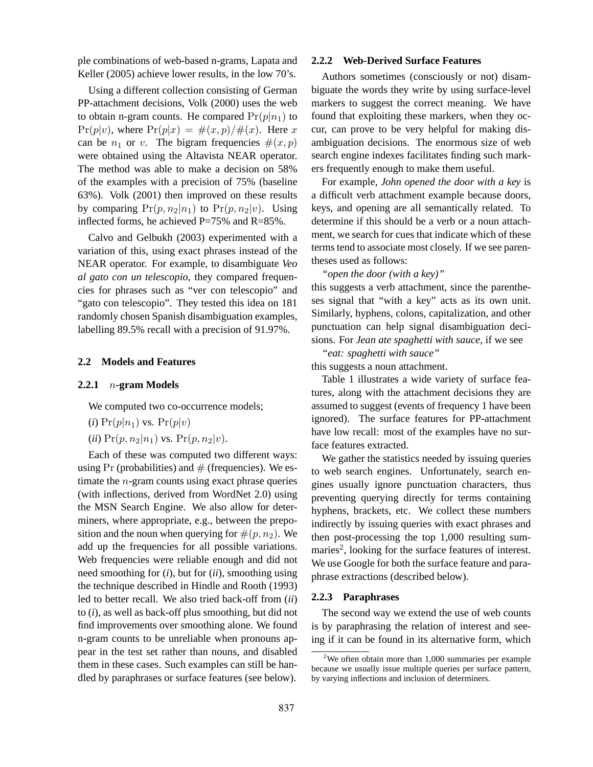ple combinations of web-based n-grams, Lapata and Keller (2005) achieve lower results, in the low 70's.

Using a different collection consisting of German PP-attachment decisions, Volk (2000) uses the web to obtain n-gram counts. He compared $\Pr(p|n_1)$ to $\Pr(p|v)$, where $\Pr(p|x) = \#(x,p)/\#(x)$. Here $x$ can be $n_1$ or $v$. The bigram frequencies $\#(x,p)$ were obtained using the Altavista NEAR operator. The method was able to make a decision on 58% of the examples with a precision of 75% (baseline 63%). Volk (2001) then improved on these results by comparing $\Pr(p, n_2|n_1)$ to $\Pr(p, n_2|v)$. Using inflected forms, he achieved P=75% and R=85%.

Calvo and Gelbukh (2003) experimented with a variation of this, using exact phrases instead of the NEAR operator. For example, to disambiguate *Veo al gato con un telescopio*, they compared frequencies for phrases such as "ver con telescopio" and "gato con telescopio". They tested this idea on 181 randomly chosen Spanish disambiguation examples, labelling 89.5% recall with a precision of 91.97%.

## 2.2 Models and Features

### 2.2.1 $n$-gram Models

We computed two co-occurrence models;

(*i*) $\Pr(p|n_1)$ vs. $\Pr(p|v)$

(*ii*) $\Pr(p, n_2|n_1)$ vs. $\Pr(p, n_2|v)$.

Each of these was computed two different ways: using $\Pr$ (probabilities) and $\#$ (frequencies). We estimate the $n$-gram counts using exact phrase queries (with inflections, derived from WordNet 2.0) using the MSN Search Engine. We also allow for determiners, where appropriate, e.g., between the preposition and the noun when querying for $\#(p, n_2)$. We add up the frequencies for all possible variations. Web frequencies were reliable enough and did not need smoothing for (*i*), but for (*ii*), smoothing using the technique described in Hindle and Rooth (1993) led to better recall. We also tried back-off from (*ii*) to (*i*), as well as back-off plus smoothing, but did not find improvements over smoothing alone. We found n-gram counts to be unreliable when pronouns appear in the test set rather than nouns, and disabled them in these cases. Such examples can still be handled by paraphrases or surface features (see below).

### 2.2.2 Web-Derived Surface Features

Authors sometimes (consciously or not) disambiguate the words they write by using surface-level markers to suggest the correct meaning. We have found that exploiting these markers, when they occur, can prove to be very helpful for making disambiguation decisions. The enormous size of web search engine indexes facilitates finding such markers frequently enough to make them useful.

For example, *John opened the door with a key* is a difficult verb attachment example because doors, keys, and opening are all semantically related. To determine if this should be a verb or a noun attachment, we search for cues that indicate which of these terms tend to associate most closely. If we see parentheses used as follows:

*"open the door (with a key)"*

this suggests a verb attachment, since the parentheses signal that "with a key" acts as its own unit. Similarly, hyphens, colons, capitalization, and other punctuation can help signal disambiguation decisions. For *Jean ate spaghetti with sauce*, if we see

*"eat: spaghetti with sauce"*

this suggests a noun attachment.

Table 1 illustrates a wide variety of surface features, along with the attachment decisions they are assumed to suggest (events of frequency 1 have been ignored). The surface features for PP-attachment have low recall: most of the examples have no surface features extracted.

We gather the statistics needed by issuing queries to web search engines. Unfortunately, search engines usually ignore punctuation characters, thus preventing querying directly for terms containing hyphens, brackets, etc. We collect these numbers indirectly by issuing queries with exact phrases and then post-processing the top 1,000 resulting summaries[2], looking for the surface features of interest. We use Google for both the surface feature and paraphrase extractions (described below).

### 2.2.3 Paraphrases

The second way we extend the use of web counts is by paraphrasing the relation of interest and seeing if it can be found in its alternative form, which

[2] We often obtain more than 1,000 summaries per example because we usually issue multiple queries per surface pattern, by varying inflections and inclusion of determiners.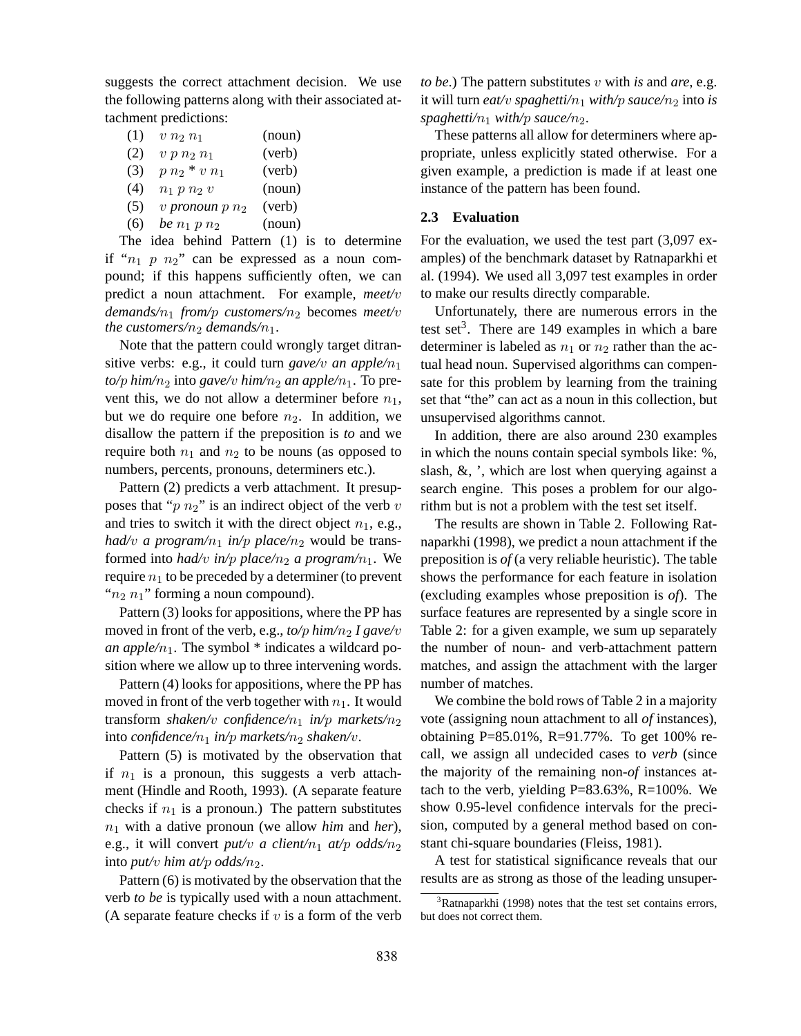suggests the correct attachment decision. We use the following patterns along with their associated attachment predictions:

| | | |
|---|---|---|
| (1) | $v\ n_2\ n_1$ | (noun) |
| (2) | $v\ p\ n_2\ n_1$ | (verb) |
| (3) | $p\ n_2$ * $v\ n_1$ | (verb) |
| (4) | $n_1\ p\ n_2\ v$ | (noun) |
| (5) | $v$ *pronoun* $p\ n_2$ | (verb) |
| (6) | *be* $n_1\ p\ n_2$ | (noun) |

The idea behind Pattern (1) is to determine if "$n_1\ p\ n_2$" can be expressed as a noun compound; if this happens sufficiently often, we can predict a noun attachment. For example, *meet/*$v$ *demands/*$n_1$ *from/*$p$ *customers/*$n_2$ becomes *meet/*$v$ *the customers/*$n_2$ *demands/*$n_1$.

Note that the pattern could wrongly target ditransitive verbs: e.g., it could turn *gave/*$v$ *an apple/*$n_1$ *to/*$p$ *him/*$n_2$ into *gave/*$v$ *him/*$n_2$ *an apple/*$n_1$. To prevent this, we do not allow a determiner before $n_1$, but we do require one before $n_2$. In addition, we disallow the pattern if the preposition is *to* and we require both $n_1$ and $n_2$ to be nouns (as opposed to numbers, percents, pronouns, determiners etc.).

Pattern (2) predicts a verb attachment. It presupposes that "$p\ n_2$" is an indirect object of the verb $v$ and tries to switch it with the direct object $n_1$, e.g., *had/*$v$ *a program/*$n_1$ *in/*$p$ *place/*$n_2$ would be transformed into *had/*$v$ *in/*$p$ *place/*$n_2$ *a program/*$n_1$. We require $n_1$ to be preceded by a determiner (to prevent "$n_2\ n_1$" forming a noun compound).

Pattern (3) looks for appositions, where the PP has moved in front of the verb, e.g., *to/*$p$ *him/*$n_2$ *I gave/*$v$ *an apple/*$n_1$. The symbol * indicates a wildcard position where we allow up to three intervening words.

Pattern (4) looks for appositions, where the PP has moved in front of the verb together with $n_1$. It would transform *shaken/*$v$ *confidence/*$n_1$ *in/*$p$ *markets/*$n_2$ into *confidence/*$n_1$ *in/*$p$ *markets/*$n_2$ *shaken/*$v$.

Pattern (5) is motivated by the observation that if $n_1$ is a pronoun, this suggests a verb attachment (Hindle and Rooth, 1993). (A separate feature checks if $n_1$ is a pronoun.) The pattern substitutes $n_1$ with a dative pronoun (we allow *him* and *her*), e.g., it will convert *put/*$v$ *a client/*$n_1$ *at/*$p$ *odds/*$n_2$ into *put/*$v$ *him at/*$p$ *odds/*$n_2$.

Pattern (6) is motivated by the observation that the verb *to be* is typically used with a noun attachment. (A separate feature checks if $v$ is a form of the verb *to be*.) The pattern substitutes $v$ with *is* and *are*, e.g. it will turn *eat/*$v$ *spaghetti/*$n_1$ *with/*$p$ *sauce/*$n_2$ into *is spaghetti/*$n_1$ *with/*$p$ *sauce/*$n_2$.

These patterns all allow for determiners where appropriate, unless explicitly stated otherwise. For a given example, a prediction is made if at least one instance of the pattern has been found.

### 2.3 Evaluation

For the evaluation, we used the test part (3,097 examples) of the benchmark dataset by Ratnaparkhi et al. (1994). We used all 3,097 test examples in order to make our results directly comparable.

Unfortunately, there are numerous errors in the test set[3]. There are 149 examples in which a bare determiner is labeled as $n_1$ or $n_2$ rather than the actual head noun. Supervised algorithms can compensate for this problem by learning from the training set that "the" can act as a noun in this collection, but unsupervised algorithms cannot.

In addition, there are also around 230 examples in which the nouns contain special symbols like: %, slash, &, ', which are lost when querying against a search engine. This poses a problem for our algorithm but is not a problem with the test set itself.

The results are shown in Table 2. Following Ratnaparkhi (1998), we predict a noun attachment if the preposition is *of* (a very reliable heuristic). The table shows the performance for each feature in isolation (excluding examples whose preposition is *of*). The surface features are represented by a single score in Table 2: for a given example, we sum up separately the number of noun- and verb-attachment pattern matches, and assign the attachment with the larger number of matches.

We combine the bold rows of Table 2 in a majority vote (assigning noun attachment to all *of* instances), obtaining P=85.01%, R=91.77%. To get 100% recall, we assign all undecided cases to *verb* (since the majority of the remaining non-*of* instances attach to the verb, yielding P=83.63%, R=100%. We show 0.95-level confidence intervals for the precision, computed by a general method based on constant chi-square boundaries (Fleiss, 1981).

A test for statistical significance reveals that our results are as strong as those of the leading unsuper-

[3] Ratnaparkhi (1998) notes that the test set contains errors, but does not correct them.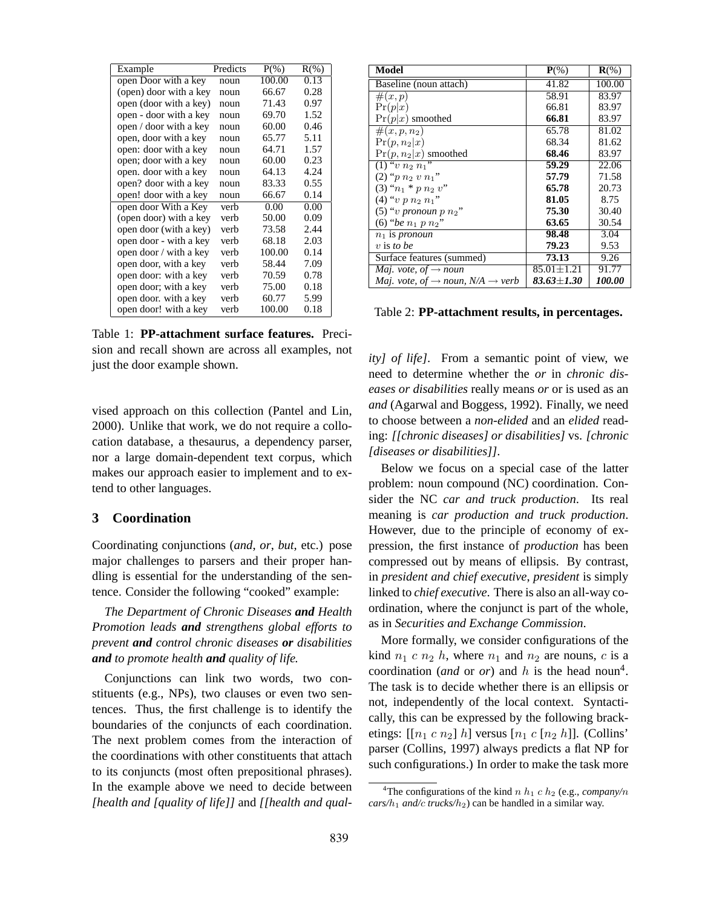| Example | Predicts | P(%) | R(%) |
|---|---|---|---|
| open Door with a key | noun | 100.00 | 0.13 |
| (open) door with a key | noun | 66.67 | 0.28 |
| open (door with a key) | noun | 71.43 | 0.97 |
| open - door with a key | noun | 69.70 | 1.52 |
| open / door with a key | noun | 60.00 | 0.46 |
| open, door with a key | noun | 65.77 | 5.11 |
| open: door with a key | noun | 64.71 | 1.57 |
| open; door with a key | noun | 60.00 | 0.23 |
| open. door with a key | noun | 64.13 | 4.24 |
| open? door with a key | noun | 83.33 | 0.55 |
| open! door with a key | noun | 66.67 | 0.14 |
| open door With a Key | verb | 0.00 | 0.00 |
| (open door) with a key | verb | 50.00 | 0.09 |
| open door (with a key) | verb | 73.58 | 2.44 |
| open door - with a key | verb | 68.18 | 2.03 |
| open door / with a key | verb | 100.00 | 0.14 |
| open door, with a key | verb | 58.44 | 7.09 |
| open door: with a key | verb | 70.59 | 0.78 |
| open door; with a key | verb | 75.00 | 0.18 |
| open door. with a key | verb | 60.77 | 5.99 |
| open door! with a key | verb | 100.00 | 0.18 |

Table 1: **PP-attachment surface features.** Precision and recall shown are across all examples, not just the door example shown.

vised approach on this collection (Pantel and Lin, 2000). Unlike that work, we do not require a collocation database, a thesaurus, a dependency parser, nor a large domain-dependent text corpus, which makes our approach easier to implement and to extend to other languages.

## 3 Coordination

Coordinating conjunctions (*and*, *or*, *but*, etc.) pose major challenges to parsers and their proper handling is essential for the understanding of the sentence. Consider the following "cooked" example:

*The Department of Chronic Diseases **and** Health Promotion leads **and** strengthens global efforts to prevent **and** control chronic diseases **or** disabilities **and** to promote health **and** quality of life.*

Conjunctions can link two words, two constituents (e.g., NPs), two clauses or even two sentences. Thus, the first challenge is to identify the boundaries of the conjuncts of each coordination. The next problem comes from the interaction of the coordinations with other constituents that attach to its conjuncts (most often prepositional phrases). In the example above we need to decide between *[health and [quality of life]]* and *[[health and quality] of life]*. From a semantic point of view, we need to determine whether the *or* in *chronic diseases or disabilities* really means *or* or is used as an *and* (Agarwal and Boggess, 1992). Finally, we need to choose between a *non-elided* and an *elided* reading: *[[chronic diseases] or disabilities]* vs. *[chronic [diseases or disabilities]]*.

| Model | P(%) | R(%) |
|---|---|---|
| Baseline (noun attach) | 41.82 | 100.00 |
| $\#(x, p)$ | 58.91 | 83.97 |
| $\Pr(p\|x)$ | 66.81 | 83.97 |
| $\Pr(p\|x)$ smoothed | **66.81** | 83.97 |
| $\#(x, p, n_2)$ | 65.78 | 81.02 |
| $\Pr(p, n_2\|x)$ | 68.34 | 81.62 |
| $\Pr(p, n_2\|x)$ smoothed | **68.46** | 83.97 |
| (1) "$v\ n_2\ n_1$" | **59.29** | 22.06 |
| (2) "$p\ n_2\ v\ n_1$" | **57.79** | 71.58 |
| (3) "$n_1$ * $p\ n_2\ v$" | **65.78** | 20.73 |
| (4) "$v\ p\ n_2\ n_1$" | **81.05** | 8.75 |
| (5) "$v$ *pronoun* $p\ n_2$" | **75.30** | 30.40 |
| (6) "*be* $n_1\ p\ n_2$" | **63.65** | 30.54 |
| $n_1$ is *pronoun* | **98.48** | 3.04 |
| $v$ is *to be* | **79.23** | 9.53 |
| Surface features (summed) | **73.13** | 9.26 |
| *Maj. vote, of → noun* | 85.01±1.21 | 91.77 |
| *Maj. vote, of → noun, N/A → verb* | ***83.63±1.30*** | ***100.00*** |

Table 2: **PP-attachment results, in percentages.**

Below we focus on a special case of the latter problem: noun compound (NC) coordination. Consider the NC *car and truck production*. Its real meaning is *car production and truck production*. However, due to the principle of economy of expression, the first instance of *production* has been compressed out by means of ellipsis. By contrast, in *president and chief executive*, *president* is simply linked to *chief executive*. There is also an all-way coordination, where the conjunct is part of the whole, as in *Securities and Exchange Commission*.

More formally, we consider configurations of the kind $n_1\ c\ n_2\ h$, where $n_1$ and $n_2$ are nouns, $c$ is a coordination (*and* or *or*) and $h$ is the head noun[4]. The task is to decide whether there is an ellipsis or not, independently of the local context. Syntactically, this can be expressed by the following bracketings: $[[n_1\ c\ n_2]\ h]$ versus $[n_1\ c\ [n_2\ h]]$. (Collins' parser (Collins, 1997) always predicts a flat NP for such configurations.) In order to make the task more

[4]The configurations of the kind $n\ h_1\ c\ h_2$ (e.g., *company/*$n$ *cars/*$h_1$ *and/*$c$ *trucks/*$h_2$) can be handled in a similar way.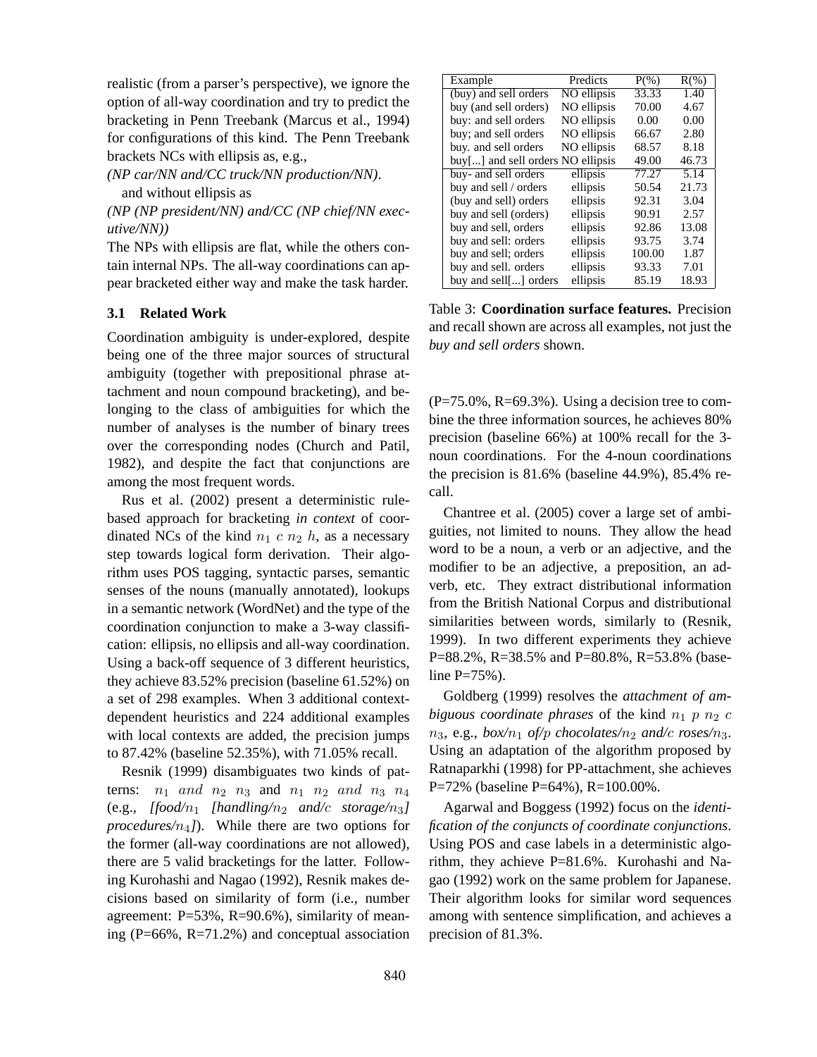realistic (from a parser's perspective), we ignore the option of all-way coordination and try to predict the bracketing in Penn Treebank (Marcus et al., 1994) for configurations of this kind. The Penn Treebank brackets NCs with ellipsis as, e.g.,

*(NP car/NN and/CC truck/NN production/NN)*.

and without ellipsis as

*(NP (NP president/NN) and/CC (NP chief/NN executive/NN))*

The NPs with ellipsis are flat, while the others contain internal NPs. The all-way coordinations can appear bracketed either way and make the task harder.

### 3.1 Related Work

Coordination ambiguity is under-explored, despite being one of the three major sources of structural ambiguity (together with prepositional phrase attachment and noun compound bracketing), and belonging to the class of ambiguities for which the number of analyses is the number of binary trees over the corresponding nodes (Church and Patil, 1982), and despite the fact that conjunctions are among the most frequent words.

Rus et al. (2002) present a deterministic rule-based approach for bracketing *in context* of coordinated NCs of the kind $n_1\ c\ n_2\ h$, as a necessary step towards logical form derivation. Their algorithm uses POS tagging, syntactic parses, semantic senses of the nouns (manually annotated), lookups in a semantic network (WordNet) and the type of the coordination conjunction to make a 3-way classification: ellipsis, no ellipsis and all-way coordination. Using a back-off sequence of 3 different heuristics, they achieve 83.52% precision (baseline 61.52%) on a set of 298 examples. When 3 additional context-dependent heuristics and 224 additional examples with local contexts are added, the precision jumps to 87.42% (baseline 52.35%), with 71.05% recall.

Resnik (1999) disambiguates two kinds of patterns: $n_1\ and\ n_2\ n_3$ and $n_1\ n_2\ and\ n_3\ n_4$ (e.g., *[food/$n_1$ [handling/$n_2$ and/$c$ storage/$n_3$] procedures/$n_4$]*). While there are two options for the former (all-way coordinations are not allowed), there are 5 valid bracketings for the latter. Following Kurohashi and Nagao (1992), Resnik makes decisions based on similarity of form (i.e., number agreement: P=53%, R=90.6%), similarity of meaning (P=66%, R=71.2%) and conceptual association (P=75.0%, R=69.3%). Using a decision tree to combine the three information sources, he achieves 80% precision (baseline 66%) at 100% recall for the 3-noun coordinations. For the 4-noun coordinations the precision is 81.6% (baseline 44.9%), 85.4% recall.

| Example | Predicts | P(%) | R(%) |
|---|---|---|---|
| (buy) and sell orders | NO ellipsis | 33.33 | 1.40 |
| buy (and sell orders) | NO ellipsis | 70.00 | 4.67 |
| buy: and sell orders | NO ellipsis | 0.00 | 0.00 |
| buy; and sell orders | NO ellipsis | 66.67 | 2.80 |
| buy. and sell orders | NO ellipsis | 68.57 | 8.18 |
| buy[...] and sell orders | NO ellipsis | 49.00 | 46.73 |
| buy- and sell orders | ellipsis | 77.27 | 5.14 |
| buy and sell / orders | ellipsis | 50.54 | 21.73 |
| (buy and sell) orders | ellipsis | 92.31 | 3.04 |
| buy and sell (orders) | ellipsis | 90.91 | 2.57 |
| buy and sell, orders | ellipsis | 92.86 | 13.08 |
| buy and sell: orders | ellipsis | 93.75 | 3.74 |
| buy and sell; orders | ellipsis | 100.00 | 1.87 |
| buy and sell. orders | ellipsis | 93.33 | 7.01 |
| buy and sell[...] orders | ellipsis | 85.19 | 18.93 |

Table 3: **Coordination surface features.** Precision and recall shown are across all examples, not just the *buy and sell orders* shown.

Chantree et al. (2005) cover a large set of ambiguities, not limited to nouns. They allow the head word to be a noun, a verb or an adjective, and the modifier to be an adjective, a preposition, an adverb, etc. They extract distributional information from the British National Corpus and distributional similarities between words, similarly to (Resnik, 1999). In two different experiments they achieve P=88.2%, R=38.5% and P=80.8%, R=53.8% (baseline P=75%).

Goldberg (1999) resolves the *attachment of ambiguous coordinate phrases* of the kind $n_1\ p\ n_2\ c\ n_3$, e.g., *box/$n_1$ of/$p$ chocolates/$n_2$ and/$c$ roses/$n_3$*. Using an adaptation of the algorithm proposed by Ratnaparkhi (1998) for PP-attachment, she achieves P=72% (baseline P=64%), R=100.00%.

Agarwal and Boggess (1992) focus on the *identification of the conjuncts of coordinate conjunctions*. Using POS and case labels in a deterministic algorithm, they achieve P=81.6%. Kurohashi and Nagao (1992) work on the same problem for Japanese. Their algorithm looks for similar word sequences among with sentence simplification, and achieves a precision of 81.3%.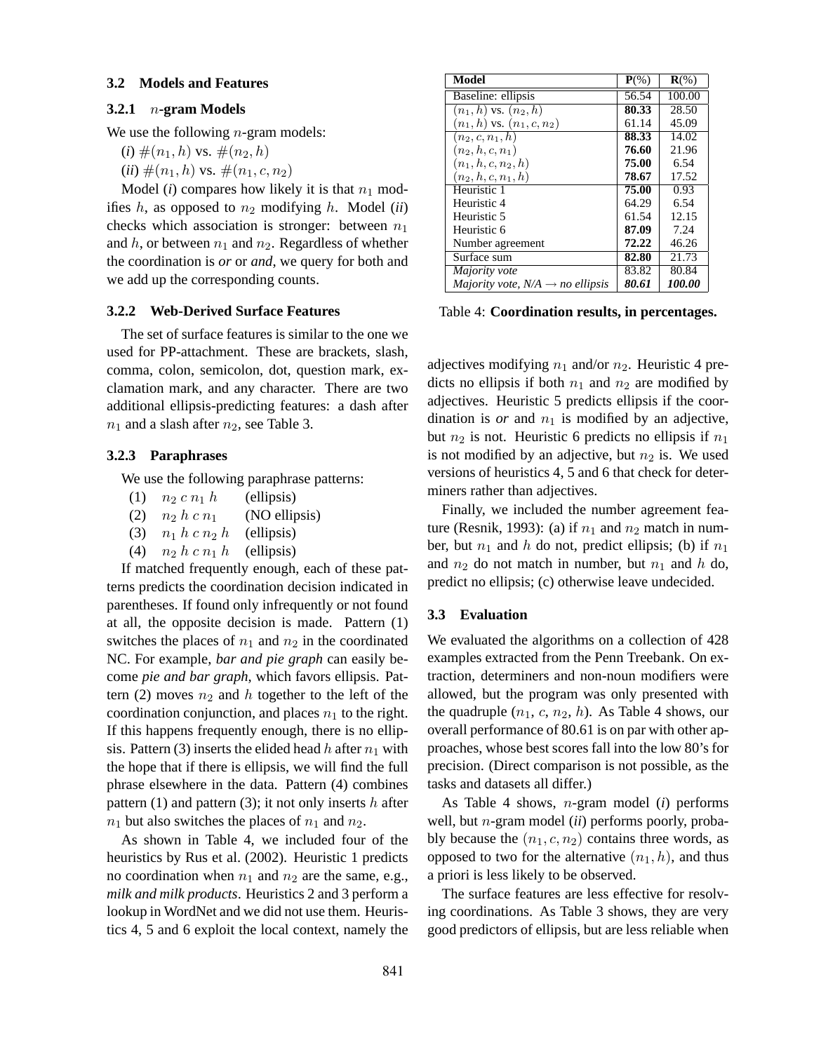### 3.2 Models and Features

#### 3.2.1 $n$-gram Models

We use the following $n$-gram models:

(*i*) $\#(n_1, h)$ vs. $\#(n_2, h)$

(*ii*) $\#(n_1, h)$ vs. $\#(n_1, c, n_2)$

Model (*i*) compares how likely it is that $n_1$ modifies $h$, as opposed to $n_2$ modifying $h$. Model (*ii*) checks which association is stronger: between $n_1$ and $h$, or between $n_1$ and $n_2$. Regardless of whether the coordination is ***or*** or ***and***, we query for both and we add up the corresponding counts.

#### 3.2.2 Web-Derived Surface Features

The set of surface features is similar to the one we used for PP-attachment. These are brackets, slash, comma, colon, semicolon, dot, question mark, exclamation mark, and any character. There are two additional ellipsis-predicting features: a dash after $n_1$ and a slash after $n_2$, see Table 3.

#### 3.2.3 Paraphrases

We use the following paraphrase patterns:

(1) $n_2\ c\ n_1\ h$ (ellipsis)

(2) $n_2\ h\ c\ n_1$ (NO ellipsis)

(3) $n_1\ h\ c\ n_2\ h$ (ellipsis)

(4) $n_2\ h\ c\ n_1\ h$ (ellipsis)

If matched frequently enough, each of these patterns predicts the coordination decision indicated in parentheses. If found only infrequently or not found at all, the opposite decision is made. Pattern (1) switches the places of $n_1$ and $n_2$ in the coordinated NC. For example, *bar and pie graph* can easily become *pie and bar graph*, which favors ellipsis. Pattern (2) moves $n_2$ and $h$ together to the left of the coordination conjunction, and places $n_1$ to the right. If this happens frequently enough, there is no ellipsis. Pattern (3) inserts the elided head $h$ after $n_1$ with the hope that if there is ellipsis, we will find the full phrase elsewhere in the data. Pattern (4) combines pattern (1) and pattern (3); it not only inserts $h$ after $n_1$ but also switches the places of $n_1$ and $n_2$.

As shown in Table 4, we included four of the heuristics by Rus et al. (2002). Heuristic 1 predicts no coordination when $n_1$ and $n_2$ are the same, e.g., *milk and milk products*. Heuristics 2 and 3 perform a lookup in WordNet and we did not use them. Heuristics 4, 5 and 6 exploit the local context, namely the adjectives modifying $n_1$ and/or $n_2$. Heuristic 4 predicts no ellipsis if both $n_1$ and $n_2$ are modified by adjectives. Heuristic 5 predicts ellipsis if the coordination is ***or*** and $n_1$ is modified by an adjective, but $n_2$ is not. Heuristic 6 predicts no ellipsis if $n_1$ is not modified by an adjective, but $n_2$ is. We used versions of heuristics 4, 5 and 6 that check for determiners rather than adjectives.

Finally, we included the number agreement feature (Resnik, 1993): (a) if $n_1$ and $n_2$ match in number, but $n_1$ and $h$ do not, predict ellipsis; (b) if $n_1$ and $n_2$ do not match in number, but $n_1$ and $h$ do, predict no ellipsis; (c) otherwise leave undecided.

| Model | P(%) | R(%) |
|---|---|---|
| Baseline: ellipsis | 56.54 | 100.00 |
| $(n_1, h)$ vs. $(n_2, h)$ | **80.33** | 28.50 |
| $(n_1, h)$ vs. $(n_1, c, n_2)$ | 61.14 | 45.09 |
| $(n_2, c, n_1, h)$ | **88.33** | 14.02 |
| $(n_2, h, c, n_1)$ | **76.60** | 21.96 |
| $(n_1, h, c, n_2, h)$ | **75.00** | 6.54 |
| $(n_2, h, c, n_1, h)$ | **78.67** | 17.52 |
| Heuristic 1 | **75.00** | 0.93 |
| Heuristic 4 | 64.29 | 6.54 |
| Heuristic 5 | 61.54 | 12.15 |
| Heuristic 6 | **87.09** | 7.24 |
| Number agreement | **72.22** | 46.26 |
| Surface sum | **82.80** | 21.73 |
| *Majority vote* | 83.82 | 80.84 |
| *Majority vote, N/A → no ellipsis* | ***80.61*** | ***100.00*** |

Table 4: **Coordination results, in percentages.**

### 3.3 Evaluation

We evaluated the algorithms on a collection of 428 examples extracted from the Penn Treebank. On extraction, determiners and non-noun modifiers were allowed, but the program was only presented with the quadruple ($n_1$, $c$, $n_2$, $h$). As Table 4 shows, our overall performance of 80.61 is on par with other approaches, whose best scores fall into the low 80's for precision. (Direct comparison is not possible, as the tasks and datasets all differ.)

As Table 4 shows, $n$-gram model (*i*) performs well, but $n$-gram model (*ii*) performs poorly, probably because the $(n_1, c, n_2)$ contains three words, as opposed to two for the alternative $(n_1, h)$, and thus a priori is less likely to be observed.

The surface features are less effective for resolving coordinations. As Table 3 shows, they are very good predictors of ellipsis, but are less reliable when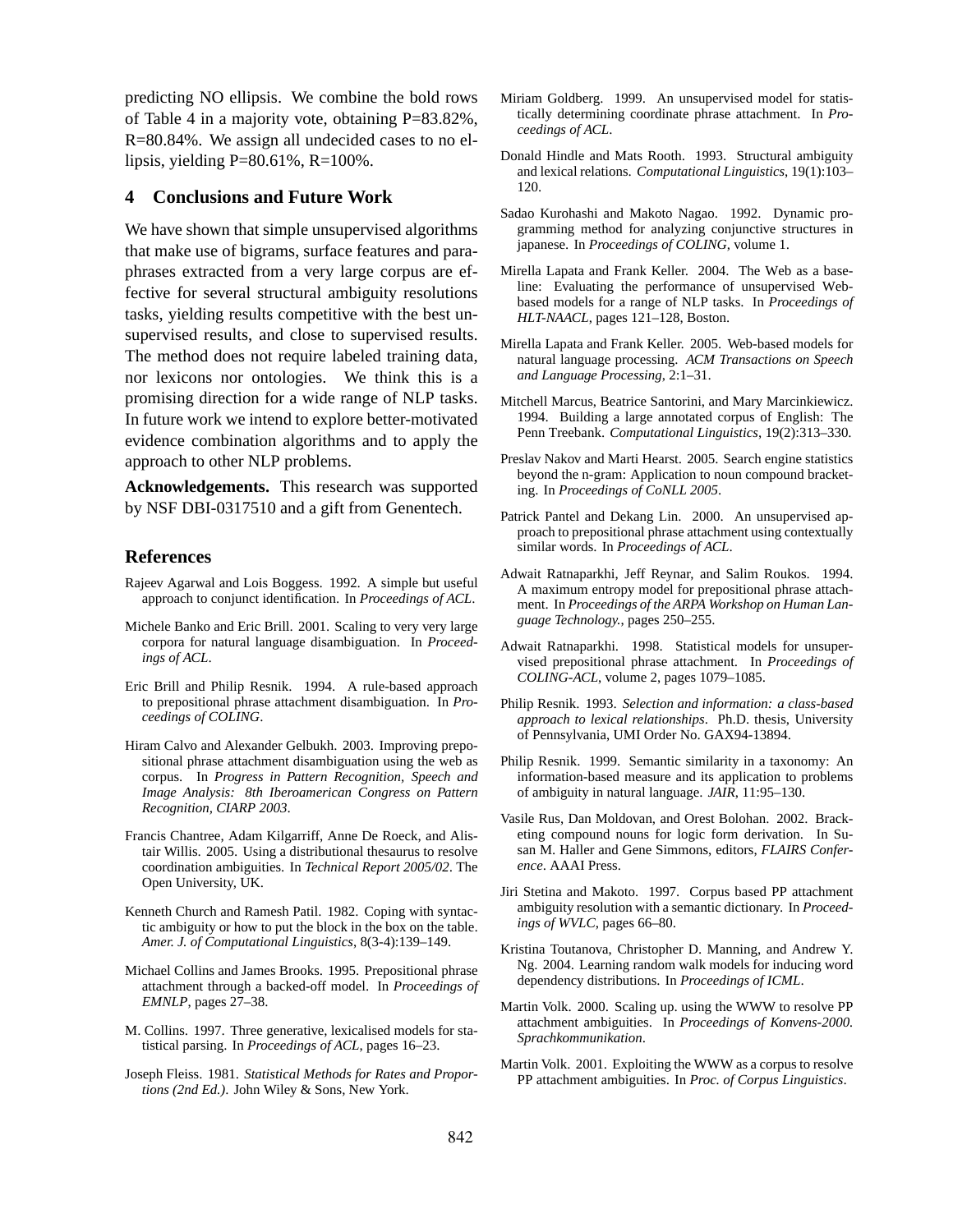predicting NO ellipsis. We combine the bold rows of Table 4 in a majority vote, obtaining P=83.82%, R=80.84%. We assign all undecided cases to no ellipsis, yielding P=80.61%, R=100%.

## 4 Conclusions and Future Work

We have shown that simple unsupervised algorithms that make use of bigrams, surface features and paraphrases extracted from a very large corpus are effective for several structural ambiguity resolutions tasks, yielding results competitive with the best unsupervised results, and close to supervised results. The method does not require labeled training data, nor lexicons nor ontologies. We think this is a promising direction for a wide range of NLP tasks. In future work we intend to explore better-motivated evidence combination algorithms and to apply the approach to other NLP problems.

**Acknowledgements.** This research was supported by NSF DBI-0317510 and a gift from Genentech.

## References

Rajeev Agarwal and Lois Boggess. 1992. A simple but useful approach to conjunct identification. In *Proceedings of ACL*.

Michele Banko and Eric Brill. 2001. Scaling to very very large corpora for natural language disambiguation. In *Proceedings of ACL*.

Eric Brill and Philip Resnik. 1994. A rule-based approach to prepositional phrase attachment disambiguation. In *Proceedings of COLING*.

Hiram Calvo and Alexander Gelbukh. 2003. Improving prepositional phrase attachment disambiguation using the web as corpus. In *Progress in Pattern Recognition, Speech and Image Analysis: 8th Iberoamerican Congress on Pattern Recognition, CIARP 2003*.

Francis Chantree, Adam Kilgarriff, Anne De Roeck, and Alistair Willis. 2005. Using a distributional thesaurus to resolve coordination ambiguities. In *Technical Report 2005/02*. The Open University, UK.

Kenneth Church and Ramesh Patil. 1982. Coping with syntactic ambiguity or how to put the block in the box on the table. *Amer. J. of Computational Linguistics*, 8(3-4):139–149.

Michael Collins and James Brooks. 1995. Prepositional phrase attachment through a backed-off model. In *Proceedings of EMNLP*, pages 27–38.

M. Collins. 1997. Three generative, lexicalised models for statistical parsing. In *Proceedings of ACL*, pages 16–23.

Joseph Fleiss. 1981. *Statistical Methods for Rates and Proportions (2nd Ed.)*. John Wiley & Sons, New York.

Miriam Goldberg. 1999. An unsupervised model for statistically determining coordinate phrase attachment. In *Proceedings of ACL*.

Donald Hindle and Mats Rooth. 1993. Structural ambiguity and lexical relations. *Computational Linguistics*, 19(1):103–120.

Sadao Kurohashi and Makoto Nagao. 1992. Dynamic programming method for analyzing conjunctive structures in japanese. In *Proceedings of COLING*, volume 1.

Mirella Lapata and Frank Keller. 2004. The Web as a baseline: Evaluating the performance of unsupervised Web-based models for a range of NLP tasks. In *Proceedings of HLT-NAACL*, pages 121–128, Boston.

Mirella Lapata and Frank Keller. 2005. Web-based models for natural language processing. *ACM Transactions on Speech and Language Processing*, 2:1–31.

Mitchell Marcus, Beatrice Santorini, and Mary Marcinkiewicz. 1994. Building a large annotated corpus of English: The Penn Treebank. *Computational Linguistics*, 19(2):313–330.

Preslav Nakov and Marti Hearst. 2005. Search engine statistics beyond the n-gram: Application to noun compound bracketing. In *Proceedings of CoNLL 2005*.

Patrick Pantel and Dekang Lin. 2000. An unsupervised approach to prepositional phrase attachment using contextually similar words. In *Proceedings of ACL*.

Adwait Ratnaparkhi, Jeff Reynar, and Salim Roukos. 1994. A maximum entropy model for prepositional phrase attachment. In *Proceedings of the ARPA Workshop on Human Language Technology.*, pages 250–255.

Adwait Ratnaparkhi. 1998. Statistical models for unsupervised prepositional phrase attachment. In *Proceedings of COLING-ACL*, volume 2, pages 1079–1085.

Philip Resnik. 1993. *Selection and information: a class-based approach to lexical relationships*. Ph.D. thesis, University of Pennsylvania, UMI Order No. GAX94-13894.

Philip Resnik. 1999. Semantic similarity in a taxonomy: An information-based measure and its application to problems of ambiguity in natural language. *JAIR*, 11:95–130.

Vasile Rus, Dan Moldovan, and Orest Bolohan. 2002. Bracketing compound nouns for logic form derivation. In Susan M. Haller and Gene Simmons, editors, *FLAIRS Conference*. AAAI Press.

Jiri Stetina and Makoto. 1997. Corpus based PP attachment ambiguity resolution with a semantic dictionary. In *Proceedings of WVLC*, pages 66–80.

Kristina Toutanova, Christopher D. Manning, and Andrew Y. Ng. 2004. Learning random walk models for inducing word dependency distributions. In *Proceedings of ICML*.

Martin Volk. 2000. Scaling up. using the WWW to resolve PP attachment ambiguities. In *Proceedings of Konvens-2000. Sprachkommunikation*.

Martin Volk. 2001. Exploiting the WWW as a corpus to resolve PP attachment ambiguities. In *Proc. of Corpus Linguistics*.